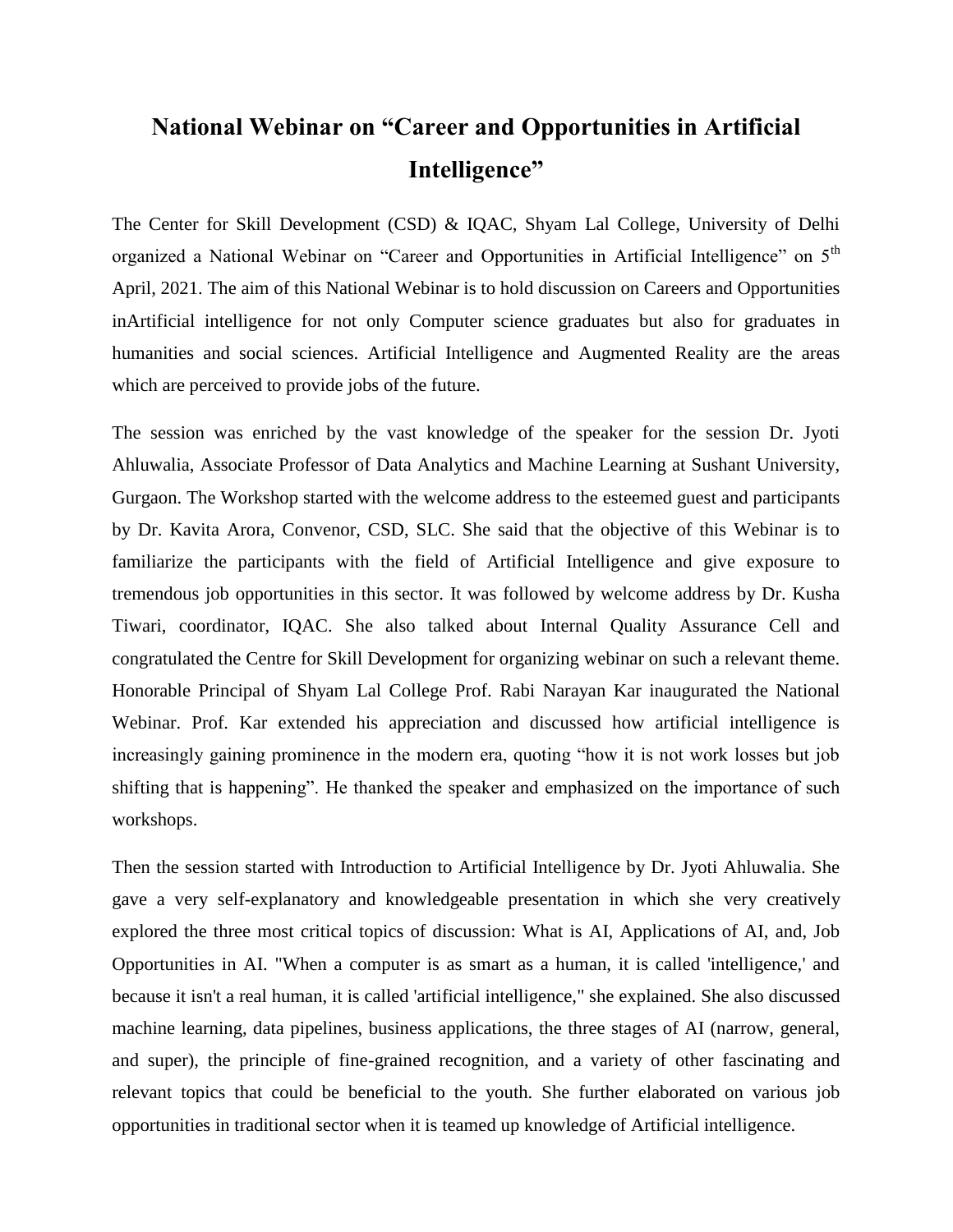# National Webinar on "Career and Opportunities in Artificial Intelligence"

The Center for Skill Development (CSD) & IQAC, Shyam Lal College, University of Delhi organized a National Webinar on "Career and Opportunities in Artificial Intelligence" on 5th April, 2021. The aim of this National Webinar is to hold discussion on Careers and Opportunities inArtificial intelligence for not only Computer science graduates but also for graduates in humanities and social sciences. Artificial Intelligence and Augmented Reality are the areas which are perceived to provide jobs of the future.

The session was enriched by the vast knowledge of the speaker for the session Dr. Jyoti Ahluwalia, Associate Professor of Data Analytics and Machine Learning at Sushant University, Gurgaon. The Workshop started with the welcome address to the esteemed guest and participants by Dr. Kavita Arora, Convenor, CSD, SLC. She said that the objective of this Webinar is to familiarize the participants with the field of Artificial Intelligence and give exposure to tremendous job opportunities in this sector. It was followed by welcome address by Dr. Kusha Tiwari, coordinator, IQAC. She also talked about Internal Quality Assurance Cell and congratulated the Centre for Skill Development for organizing webinar on such a relevant theme. Honorable Principal of Shyam Lal College Prof. Rabi Narayan Kar inaugurated the National Webinar. Prof. Kar extended his appreciation and discussed how artificial intelligence is increasingly gaining prominence in the modern era, quoting "how it is not work losses but job shifting that is happening". He thanked the speaker and emphasized on the importance of such workshops.

Then the session started with Introduction to Artificial Intelligence by Dr. Jyoti Ahluwalia. She gave a very self-explanatory and knowledgeable presentation in which she very creatively explored the three most critical topics of discussion: What is AI, Applications of AI, and, Job Opportunities in AI. "When a computer is as smart as a human, it is called 'intelligence,' and because it isn't a real human, it is called 'artificial intelligence," she explained. She also discussed machine learning, data pipelines, business applications, the three stages of AI (narrow, general, and super), the principle of fine-grained recognition, and a variety of other fascinating and relevant topics that could be beneficial to the youth. She further elaborated on various job opportunities in traditional sector when it is teamed up knowledge of Artificial intelligence.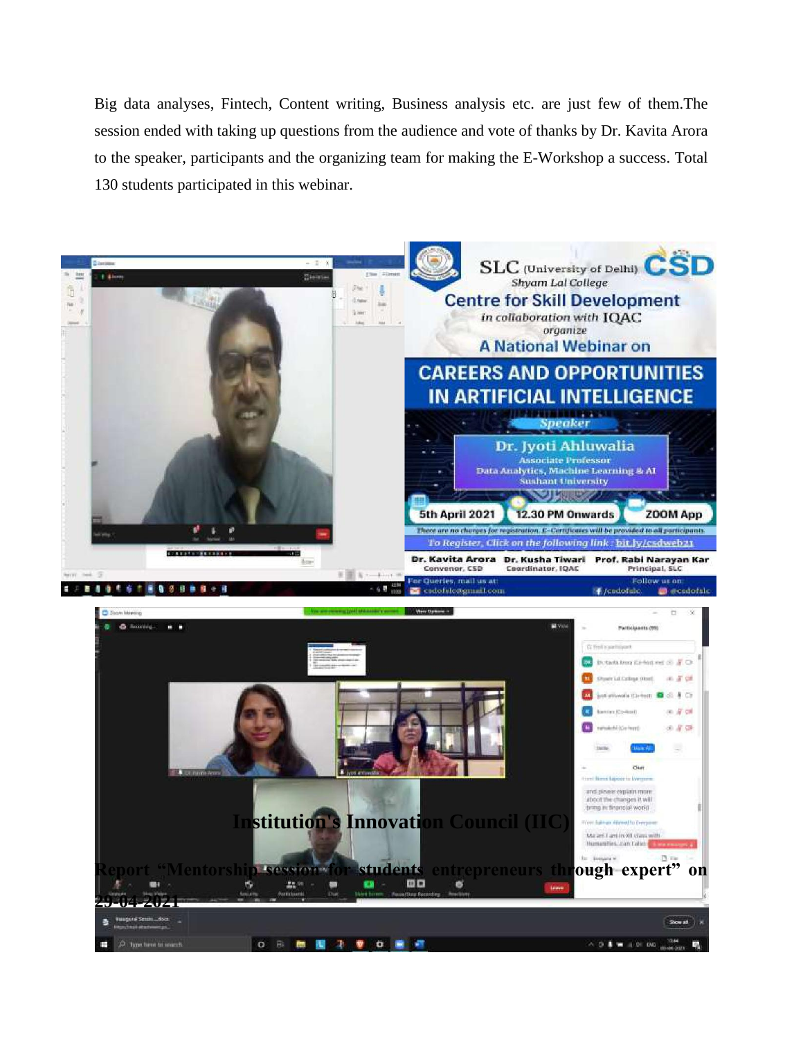Big data analyses, Fintech, Content writing, Business analysis etc. are just few of them.The session ended with taking up questions from the audience and vote of thanks by Dr. Kavita Arora to the speaker, participants and the organizing team for making the E-Workshop a success. Total 130 students participated in this webinar.

## Institution's Innovation Council (IIC)

**Report "Mentorship session for students entrepreneurs through expert" on 29-04-2021**